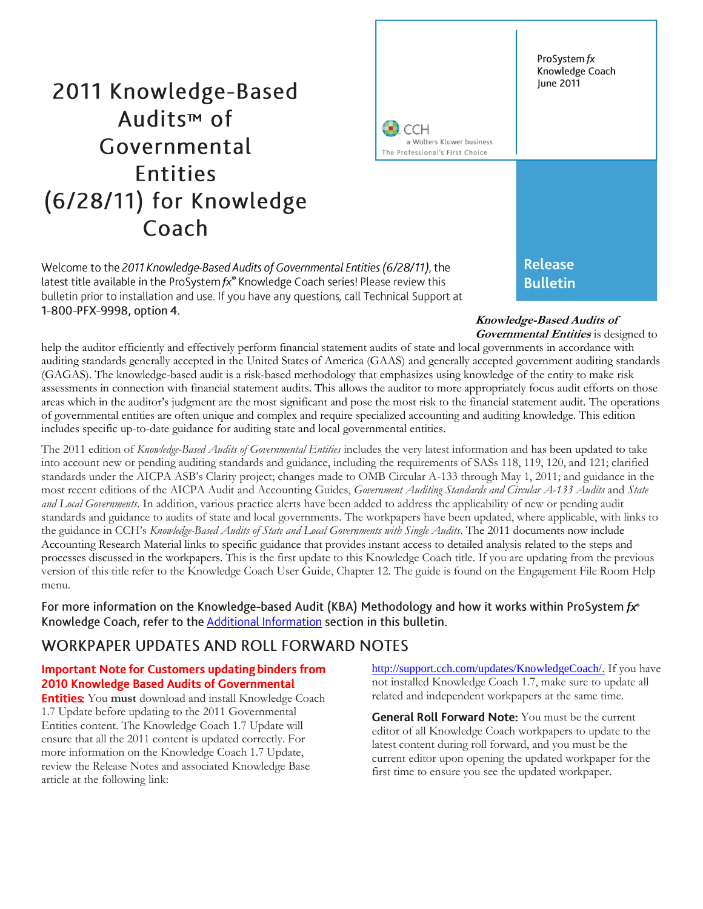# 2011 Knowledge-Based Audits™ of Governmental Entities (6/28/11) for Knowledge Coach

ProSystem *fx* Knowledge Coach
June 2011

CCH
a Wolters Kluwer business
The Professional's First Choice

**Release Bulletin**

Welcome to the *2011 Knowledge-Based Audits of Governmental Entities (6/28/11)*, the latest title available in the ProSystem *fx*® Knowledge Coach series! Please review this bulletin prior to installation and use. If you have any questions, call Technical Support at 1-800-PFX-9998, option 4.

***Knowledge-Based Audits of Governmental Entities*** is designed to help the auditor efficiently and effectively perform financial statement audits of state and local governments in accordance with auditing standards generally accepted in the United States of America (GAAS) and generally accepted government auditing standards (GAGAS). The knowledge-based audit is a risk-based methodology that emphasizes using knowledge of the entity to make risk assessments in connection with financial statement audits. This allows the auditor to more appropriately focus audit efforts on those areas which in the auditor's judgment are the most significant and pose the most risk to the financial statement audit. The operations of governmental entities are often unique and complex and require specialized accounting and auditing knowledge. This edition includes specific up-to-date guidance for auditing state and local governmental entities.

The 2011 edition of *Knowledge-Based Audits of Governmental Entities* includes the very latest information and has been updated to take into account new or pending auditing standards and guidance, including the requirements of SASs 118, 119, 120, and 121; clarified standards under the AICPA ASB's Clarity project; changes made to OMB Circular A-133 through May 1, 2011; and guidance in the most recent editions of the AICPA Audit and Accounting Guides, *Government Auditing Standards and Circular A-133 Audits* and *State and Local Governments*. In addition, various practice alerts have been added to address the applicability of new or pending audit standards and guidance to audits of state and local governments. The workpapers have been updated, where applicable, with links to the guidance in CCH's *Knowledge-Based Audits of State and Local Governments with Single Audits*. The 2011 documents now include Accounting Research Material links to specific guidance that provides instant access to detailed analysis related to the steps and processes discussed in the workpapers. This is the first update to this Knowledge Coach title. If you are updating from the previous version of this title refer to the Knowledge Coach User Guide, Chapter 12. The guide is found on the Engagement File Room Help menu.

For more information on the Knowledge-based Audit (KBA) Methodology and how it works within ProSystem *fx*® Knowledge Coach, refer to the Additional Information section in this bulletin.

## WORKPAPER UPDATES AND ROLL FORWARD NOTES

**Important Note for Customers updating binders from 2010 Knowledge Based Audits of Governmental Entities:** You **must** download and install Knowledge Coach 1.7 Update before updating to the 2011 Governmental Entities content. The Knowledge Coach 1.7 Update will ensure that all the 2011 content is updated correctly. For more information on the Knowledge Coach 1.7 Update, review the Release Notes and associated Knowledge Base article at the following link: http://support.cch.com/updates/KnowledgeCoach/. If you have not installed Knowledge Coach 1.7, make sure to update all related and independent workpapers at the same time.

**General Roll Forward Note:** You must be the current editor of all Knowledge Coach workpapers to update to the latest content during roll forward, and you must be the current editor upon opening the updated workpaper for the first time to ensure you see the updated workpaper.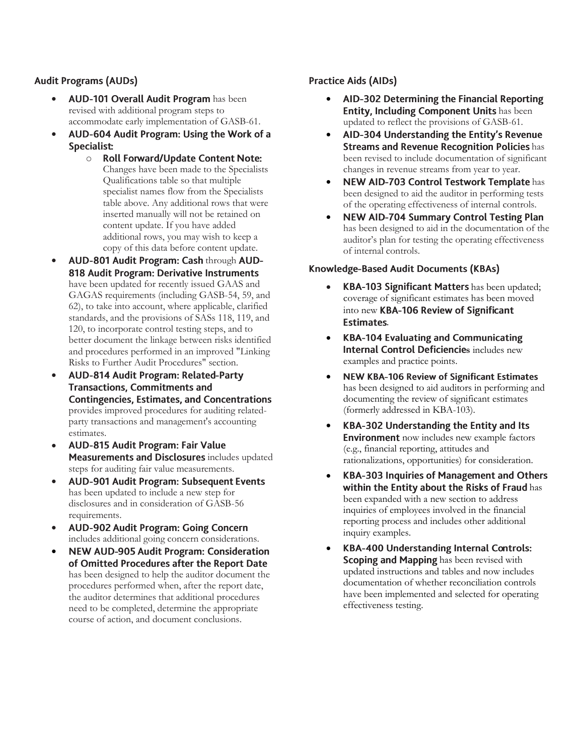### Audit Programs (AUDs)

- **AUD-101 Overall Audit Program** has been revised with additional program steps to accommodate early implementation of GASB-61.
- **AUD-604 Audit Program: Using the Work of a Specialist:**
  - **Roll Forward/Update Content Note:** Changes have been made to the Specialists Qualifications table so that multiple specialist names flow from the Specialists table above. Any additional rows that were inserted manually will not be retained on content update. If you have added additional rows, you may wish to keep a copy of this data before content update.
- **AUD-801 Audit Program: Cash** through **AUD-818 Audit Program: Derivative Instruments** have been updated for recently issued GAAS and GAGAS requirements (including GASB-54, 59, and 62), to take into account, where applicable, clarified standards, and the provisions of SASs 118, 119, and 120, to incorporate control testing steps, and to better document the linkage between risks identified and procedures performed in an improved "Linking Risks to Further Audit Procedures" section.
- **AUD-814 Audit Program: Related-Party Transactions, Commitments and Contingencies, Estimates, and Concentrations** provides improved procedures for auditing related-party transactions and management's accounting estimates.
- **AUD-815 Audit Program: Fair Value Measurements and Disclosures** includes updated steps for auditing fair value measurements.
- **AUD-901 Audit Program: Subsequent Events** has been updated to include a new step for disclosures and in consideration of GASB-56 requirements.
- **AUD-902 Audit Program: Going Concern** includes additional going concern considerations.
- **NEW AUD-905 Audit Program: Consideration of Omitted Procedures after the Report Date** has been designed to help the auditor document the procedures performed when, after the report date, the auditor determines that additional procedures need to be completed, determine the appropriate course of action, and document conclusions.

### Practice Aids (AIDs)

- **AID-302 Determining the Financial Reporting Entity, Including Component Units** has been updated to reflect the provisions of GASB-61.
- **AID-304 Understanding the Entity's Revenue Streams and Revenue Recognition Policies** has been revised to include documentation of significant changes in revenue streams from year to year.
- **NEW AID-703 Control Testwork Template** has been designed to aid the auditor in performing tests of the operating effectiveness of internal controls.
- **NEW AID-704 Summary Control Testing Plan** has been designed to aid in the documentation of the auditor's plan for testing the operating effectiveness of internal controls.

### Knowledge-Based Audit Documents (KBAs)

- **KBA-103 Significant Matters** has been updated; coverage of significant estimates has been moved into new **KBA-106 Review of Significant Estimates**.
- **KBA-104 Evaluating and Communicating Internal Control Deficiencies** includes new examples and practice points.
- **NEW KBA-106 Review of Significant Estimates** has been designed to aid auditors in performing and documenting the review of significant estimates (formerly addressed in KBA-103).
- **KBA-302 Understanding the Entity and Its Environment** now includes new example factors (e.g., financial reporting, attitudes and rationalizations, opportunities) for consideration.
- **KBA-303 Inquiries of Management and Others within the Entity about the Risks of Fraud** has been expanded with a new section to address inquiries of employees involved in the financial reporting process and includes other additional inquiry examples.
- **KBA-400 Understanding Internal Controls: Scoping and Mapping** has been revised with updated instructions and tables and now includes documentation of whether reconciliation controls have been implemented and selected for operating effectiveness testing.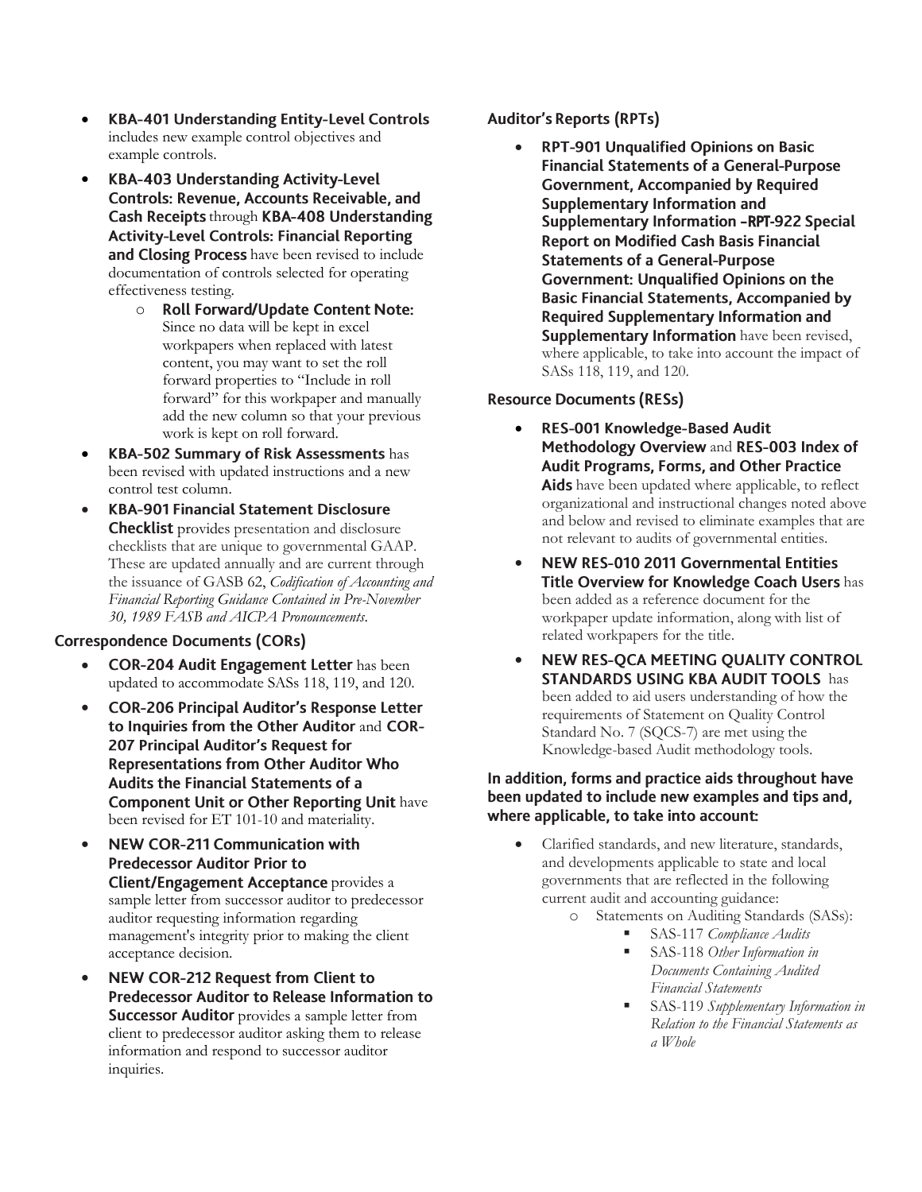- **KBA-401 Understanding Entity-Level Controls** includes new example control objectives and example controls.
- **KBA-403 Understanding Activity-Level Controls: Revenue, Accounts Receivable, and Cash Receipts** through **KBA-408 Understanding Activity-Level Controls: Financial Reporting and Closing Process** have been revised to include documentation of controls selected for operating effectiveness testing.
  - **Roll Forward/Update Content Note:** Since no data will be kept in excel workpapers when replaced with latest content, you may want to set the roll forward properties to "Include in roll forward" for this workpaper and manually add the new column so that your previous work is kept on roll forward.
- **KBA-502 Summary of Risk Assessments** has been revised with updated instructions and a new control test column.
- **KBA-901 Financial Statement Disclosure Checklist** provides presentation and disclosure checklists that are unique to governmental GAAP. These are updated annually and are current through the issuance of GASB 62, *Codification of Accounting and Financial Reporting Guidance Contained in Pre-November 30, 1989 FASB and AICPA Pronouncements*.

### Correspondence Documents (CORs)

- **COR-204 Audit Engagement Letter** has been updated to accommodate SASs 118, 119, and 120.
- **COR-206 Principal Auditor's Response Letter to Inquiries from the Other Auditor** and **COR-207 Principal Auditor's Request for Representations from Other Auditor Who Audits the Financial Statements of a Component Unit or Other Reporting Unit** have been revised for ET 101-10 and materiality.
- **NEW COR-211 Communication with Predecessor Auditor Prior to Client/Engagement Acceptance** provides a sample letter from successor auditor to predecessor auditor requesting information regarding management's integrity prior to making the client acceptance decision.
- **NEW COR-212 Request from Client to Predecessor Auditor to Release Information to Successor Auditor** provides a sample letter from client to predecessor auditor asking them to release information and respond to successor auditor inquiries.

### Auditor's Reports (RPTs)

- **RPT-901 Unqualified Opinions on Basic Financial Statements of a General-Purpose Government, Accompanied by Required Supplementary Information and Supplementary Information –RPT-922 Special Report on Modified Cash Basis Financial Statements of a General-Purpose Government: Unqualified Opinions on the Basic Financial Statements, Accompanied by Required Supplementary Information and Supplementary Information** have been revised, where applicable, to take into account the impact of SASs 118, 119, and 120.

### Resource Documents (RESs)

- **RES-001 Knowledge-Based Audit Methodology Overview** and **RES-003 Index of Audit Programs, Forms, and Other Practice Aids** have been updated where applicable, to reflect organizational and instructional changes noted above and below and revised to eliminate examples that are not relevant to audits of governmental entities.
- **NEW RES-010 2011 Governmental Entities Title Overview for Knowledge Coach Users** has been added as a reference document for the workpaper update information, along with list of related workpapers for the title.
- **NEW RES-QCA MEETING QUALITY CONTROL STANDARDS USING KBA AUDIT TOOLS** has been added to aid users understanding of how the requirements of Statement on Quality Control Standard No. 7 (SQCS-7) are met using the Knowledge-based Audit methodology tools.

### In addition, forms and practice aids throughout have been updated to include new examples and tips and, where applicable, to take into account:

- Clarified standards, and new literature, standards, and developments applicable to state and local governments that are reflected in the following current audit and accounting guidance:
  - Statements on Auditing Standards (SASs):
    - SAS-117 *Compliance Audits*
    - SAS-118 *Other Information in Documents Containing Audited Financial Statements*
    - SAS-119 *Supplementary Information in Relation to the Financial Statements as a Whole*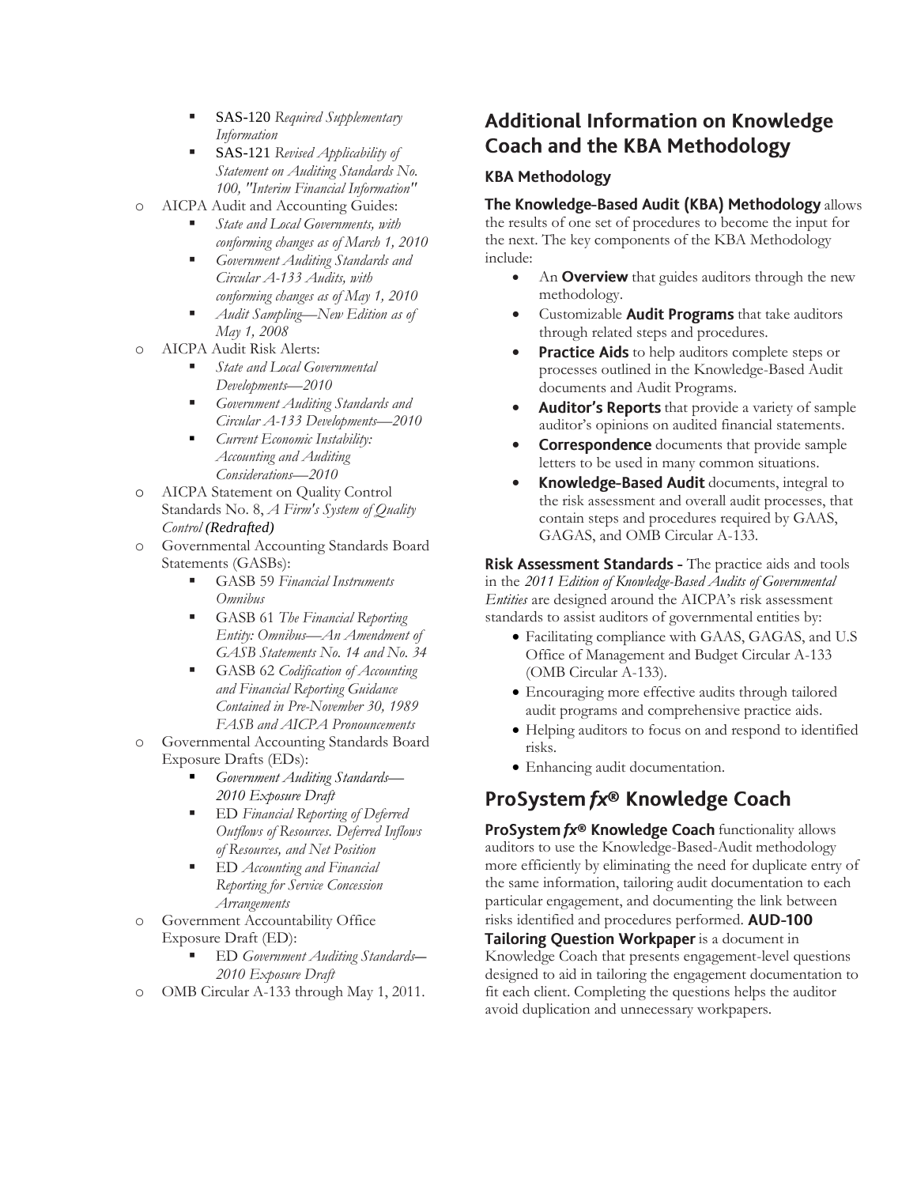- SAS-120 *Required Supplementary Information*
   - SAS-121 *Revised Applicability of Statement on Auditing Standards No. 100, "Interim Financial Information"*
- AICPA Audit and Accounting Guides:
   - *State and Local Governments, with conforming changes as of March 1, 2010*
   - *Government Auditing Standards and Circular A-133 Audits, with conforming changes as of May 1, 2010*
   - *Audit Sampling—New Edition as of May 1, 2008*
- AICPA Audit Risk Alerts:
   - *State and Local Governmental Developments—2010*
   - *Government Auditing Standards and Circular A-133 Developments—2010*
   - *Current Economic Instability: Accounting and Auditing Considerations—2010*
- AICPA Statement on Quality Control Standards No. 8, *A Firm's System of Quality Control (Redrafted)*
- Governmental Accounting Standards Board Statements (GASBs):
   - GASB 59 *Financial Instruments Omnibus*
   - GASB 61 *The Financial Reporting Entity: Omnibus—An Amendment of GASB Statements No. 14 and No. 34*
   - GASB 62 *Codification of Accounting and Financial Reporting Guidance Contained in Pre-November 30, 1989 FASB and AICPA Pronouncements*
- Governmental Accounting Standards Board Exposure Drafts (EDs):
   - *Government Auditing Standards—2010 Exposure Draft*
   - ED *Financial Reporting of Deferred Outflows of Resources. Deferred Inflows of Resources, and Net Position*
   - ED *Accounting and Financial Reporting for Service Concession Arrangements*
- Government Accountability Office Exposure Draft (ED):
   - ED *Government Auditing Standards—2010 Exposure Draft*
- OMB Circular A-133 through May 1, 2011.

## Additional Information on Knowledge Coach and the KBA Methodology

### KBA Methodology

**The Knowledge-Based Audit (KBA) Methodology** allows the results of one set of procedures to become the input for the next. The key components of the KBA Methodology include:

- An **Overview** that guides auditors through the new methodology.
- Customizable **Audit Programs** that take auditors through related steps and procedures.
- **Practice Aids** to help auditors complete steps or processes outlined in the Knowledge-Based Audit documents and Audit Programs.
- **Auditor's Reports** that provide a variety of sample auditor's opinions on audited financial statements.
- **Correspondence** documents that provide sample letters to be used in many common situations.
- **Knowledge-Based Audit** documents, integral to the risk assessment and overall audit processes, that contain steps and procedures required by GAAS, GAGAS, and OMB Circular A-133.

**Risk Assessment Standards -** The practice aids and tools in the *2011 Edition of Knowledge-Based Audits of Governmental Entities* are designed around the AICPA's risk assessment standards to assist auditors of governmental entities by:

- Facilitating compliance with GAAS, GAGAS, and U.S Office of Management and Budget Circular A-133 (OMB Circular A-133).
- Encouraging more effective audits through tailored audit programs and comprehensive practice aids.
- Helping auditors to focus on and respond to identified risks.
- Enhancing audit documentation.

## ProSystem *fx*® Knowledge Coach

**ProSystem *fx*® Knowledge Coach** functionality allows auditors to use the Knowledge-Based-Audit methodology more efficiently by eliminating the need for duplicate entry of the same information, tailoring audit documentation to each particular engagement, and documenting the link between risks identified and procedures performed. **AUD-100 Tailoring Question Workpaper** is a document in Knowledge Coach that presents engagement-level questions designed to aid in tailoring the engagement documentation to fit each client. Completing the questions helps the auditor avoid duplication and unnecessary workpapers.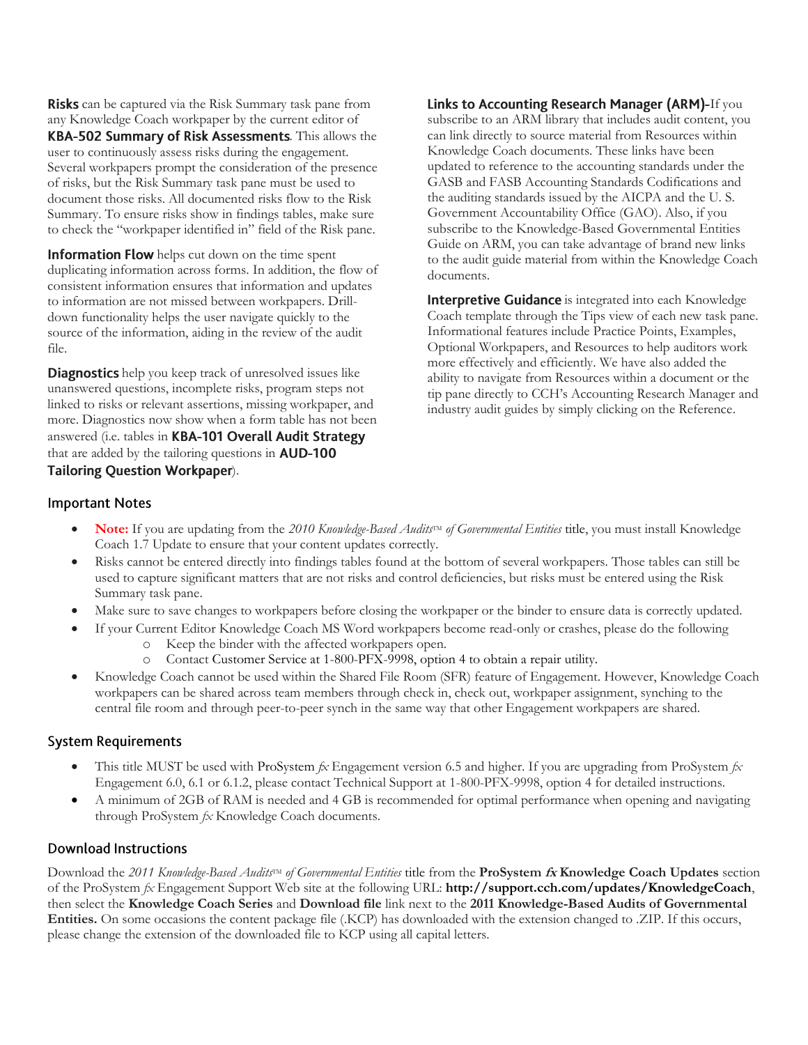**Risks** can be captured via the Risk Summary task pane from any Knowledge Coach workpaper by the current editor of **KBA-502 Summary of Risk Assessments**. This allows the user to continuously assess risks during the engagement. Several workpapers prompt the consideration of the presence of risks, but the Risk Summary task pane must be used to document those risks. All documented risks flow to the Risk Summary. To ensure risks show in findings tables, make sure to check the "workpaper identified in" field of the Risk pane.

**Information Flow** helps cut down on the time spent duplicating information across forms. In addition, the flow of consistent information ensures that information and updates to information are not missed between workpapers. Drill-down functionality helps the user navigate quickly to the source of the information, aiding in the review of the audit file.

**Diagnostics** help you keep track of unresolved issues like unanswered questions, incomplete risks, program steps not linked to risks or relevant assertions, missing workpaper, and more. Diagnostics now show when a form table has not been answered (i.e. tables in **KBA-101 Overall Audit Strategy** that are added by the tailoring questions in **AUD-100 Tailoring Question Workpaper**).

**Links to Accounting Research Manager (ARM)-**If you subscribe to an ARM library that includes audit content, you can link directly to source material from Resources within Knowledge Coach documents. These links have been updated to reference to the accounting standards under the GASB and FASB Accounting Standards Codifications and the auditing standards issued by the AICPA and the U. S. Government Accountability Office (GAO). Also, if you subscribe to the Knowledge-Based Governmental Entities Guide on ARM, you can take advantage of brand new links to the audit guide material from within the Knowledge Coach documents.

**Interpretive Guidance** is integrated into each Knowledge Coach template through the Tips view of each new task pane. Informational features include Practice Points, Examples, Optional Workpapers, and Resources to help auditors work more effectively and efficiently. We have also added the ability to navigate from Resources within a document or the tip pane directly to CCH's Accounting Research Manager and industry audit guides by simply clicking on the Reference.

## Important Notes

- **Note:** If you are updating from the *2010 Knowledge-Based Audits™ of Governmental Entities* title, you must install Knowledge Coach 1.7 Update to ensure that your content updates correctly.
- Risks cannot be entered directly into findings tables found at the bottom of several workpapers. Those tables can still be used to capture significant matters that are not risks and control deficiencies, but risks must be entered using the Risk Summary task pane.
- Make sure to save changes to workpapers before closing the workpaper or the binder to ensure data is correctly updated.
- If your Current Editor Knowledge Coach MS Word workpapers become read-only or crashes, please do the following
  - Keep the binder with the affected workpapers open.
  - Contact Customer Service at 1-800-PFX-9998, option 4 to obtain a repair utility.
- Knowledge Coach cannot be used within the Shared File Room (SFR) feature of Engagement. However, Knowledge Coach workpapers can be shared across team members through check in, check out, workpaper assignment, synching to the central file room and through peer-to-peer synch in the same way that other Engagement workpapers are shared.

## System Requirements

- This title MUST be used with ProSystem *fx* Engagement version 6.5 and higher. If you are upgrading from ProSystem *fx* Engagement 6.0, 6.1 or 6.1.2, please contact Technical Support at 1-800-PFX-9998, option 4 for detailed instructions.
- A minimum of 2GB of RAM is needed and 4 GB is recommended for optimal performance when opening and navigating through ProSystem *fx* Knowledge Coach documents.

## Download Instructions

Download the *2011 Knowledge-Based Audits™ of Governmental Entities* title from the **ProSystem *fx* Knowledge Coach Updates** section of the ProSystem *fx* Engagement Support Web site at the following URL: **http://support.cch.com/updates/KnowledgeCoach**, then select the **Knowledge Coach Series** and **Download file** link next to the **2011 Knowledge-Based Audits of Governmental Entities.** On some occasions the content package file (.KCP) has downloaded with the extension changed to .ZIP. If this occurs, please change the extension of the downloaded file to KCP using all capital letters.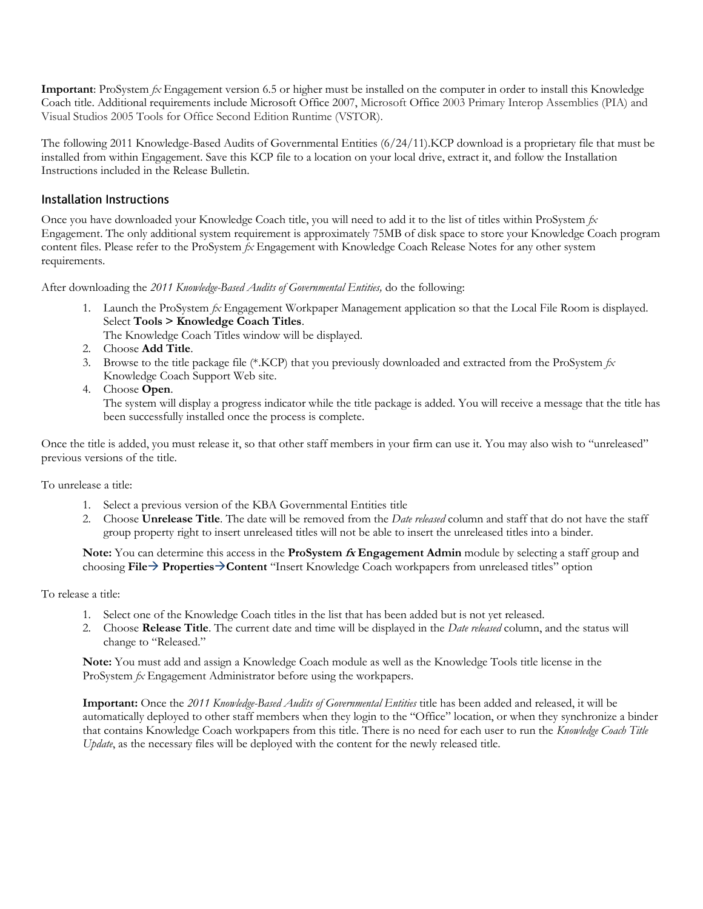**Important**: ProSystem *fx* Engagement version 6.5 or higher must be installed on the computer in order to install this Knowledge Coach title. Additional requirements include Microsoft Office 2007, Microsoft Office 2003 Primary Interop Assemblies (PIA) and Visual Studios 2005 Tools for Office Second Edition Runtime (VSTOR).

The following 2011 Knowledge-Based Audits of Governmental Entities (6/24/11).KCP download is a proprietary file that must be installed from within Engagement. Save this KCP file to a location on your local drive, extract it, and follow the Installation Instructions included in the Release Bulletin.

## Installation Instructions

Once you have downloaded your Knowledge Coach title, you will need to add it to the list of titles within ProSystem *fx* Engagement. The only additional system requirement is approximately 75MB of disk space to store your Knowledge Coach program content files. Please refer to the ProSystem *fx* Engagement with Knowledge Coach Release Notes for any other system requirements.

After downloading the *2011 Knowledge-Based Audits of Governmental Entities,* do the following:

1. Launch the ProSystem *fx* Engagement Workpaper Management application so that the Local File Room is displayed. Select **Tools > Knowledge Coach Titles**.
   The Knowledge Coach Titles window will be displayed.
2. Choose **Add Title**.
3. Browse to the title package file (*.KCP) that you previously downloaded and extracted from the ProSystem *fx* Knowledge Coach Support Web site.
4. Choose **Open**.
   The system will display a progress indicator while the title package is added. You will receive a message that the title has been successfully installed once the process is complete.

Once the title is added, you must release it, so that other staff members in your firm can use it. You may also wish to "unreleased" previous versions of the title.

To unrelease a title:

1. Select a previous version of the KBA Governmental Entities title
2. Choose **Unrelease Title**. The date will be removed from the *Date released* column and staff that do not have the staff group property right to insert unreleased titles will not be able to insert the unreleased titles into a binder.

**Note:** You can determine this access in the **ProSystem *fx* Engagement Admin** module by selecting a staff group and choosing **File→ Properties→Content** "Insert Knowledge Coach workpapers from unreleased titles" option

To release a title:

1. Select one of the Knowledge Coach titles in the list that has been added but is not yet released.
2. Choose **Release Title**. The current date and time will be displayed in the *Date released* column, and the status will change to "Released."

**Note:** You must add and assign a Knowledge Coach module as well as the Knowledge Tools title license in the ProSystem *fx* Engagement Administrator before using the workpapers.

**Important:** Once the *2011 Knowledge-Based Audits of Governmental Entities* title has been added and released, it will be automatically deployed to other staff members when they login to the "Office" location, or when they synchronize a binder that contains Knowledge Coach workpapers from this title. There is no need for each user to run the *Knowledge Coach Title Update*, as the necessary files will be deployed with the content for the newly released title.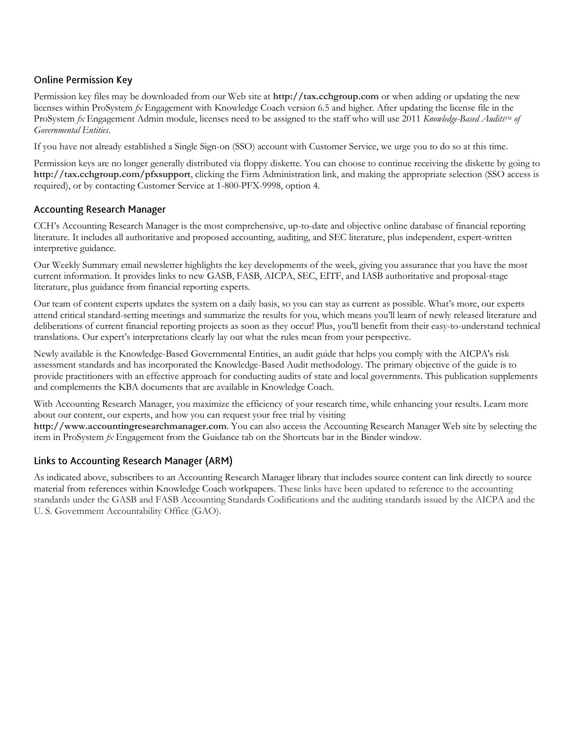## Online Permission Key

Permission key files may be downloaded from our Web site at **http://tax.cchgroup.com** or when adding or updating the new licenses within ProSystem *fx* Engagement with Knowledge Coach version 6.5 and higher. After updating the license file in the ProSystem *fx* Engagement Admin module, licenses need to be assigned to the staff who will use 2011 *Knowledge-Based Audits™ of Governmental Entities*.

If you have not already established a Single Sign-on (SSO) account with Customer Service, we urge you to do so at this time.

Permission keys are no longer generally distributed via floppy diskette. You can choose to continue receiving the diskette by going to **http://tax.cchgroup.com/pfxsupport**, clicking the Firm Administration link, and making the appropriate selection (SSO access is required), or by contacting Customer Service at 1-800-PFX-9998, option 4.

## Accounting Research Manager

CCH's Accounting Research Manager is the most comprehensive, up-to-date and objective online database of financial reporting literature. It includes all authoritative and proposed accounting, auditing, and SEC literature, plus independent, expert-written interpretive guidance.

Our Weekly Summary email newsletter highlights the key developments of the week, giving you assurance that you have the most current information. It provides links to new GASB, FASB, AICPA, SEC, EITF, and IASB authoritative and proposal-stage literature, plus guidance from financial reporting experts.

Our team of content experts updates the system on a daily basis, so you can stay as current as possible. What's more, our experts attend critical standard-setting meetings and summarize the results for you, which means you'll learn of newly released literature and deliberations of current financial reporting projects as soon as they occur! Plus, you'll benefit from their easy-to-understand technical translations. Our expert's interpretations clearly lay out what the rules mean from your perspective.

Newly available is the Knowledge-Based Governmental Entities, an audit guide that helps you comply with the AICPA's risk assessment standards and has incorporated the Knowledge-Based Audit methodology. The primary objective of the guide is to provide practitioners with an effective approach for conducting audits of state and local governments. This publication supplements and complements the KBA documents that are available in Knowledge Coach.

With Accounting Research Manager, you maximize the efficiency of your research time, while enhancing your results. Learn more about our content, our experts, and how you can request your free trial by visiting **http://www.accountingresearchmanager.com**. You can also access the Accounting Research Manager Web site by selecting the item in ProSystem *fx* Engagement from the Guidance tab on the Shortcuts bar in the Binder window.

## Links to Accounting Research Manager (ARM)

As indicated above, subscribers to an Accounting Research Manager library that includes source content can link directly to source material from references within Knowledge Coach workpapers. These links have been updated to reference to the accounting standards under the GASB and FASB Accounting Standards Codifications and the auditing standards issued by the AICPA and the U. S. Government Accountability Office (GAO).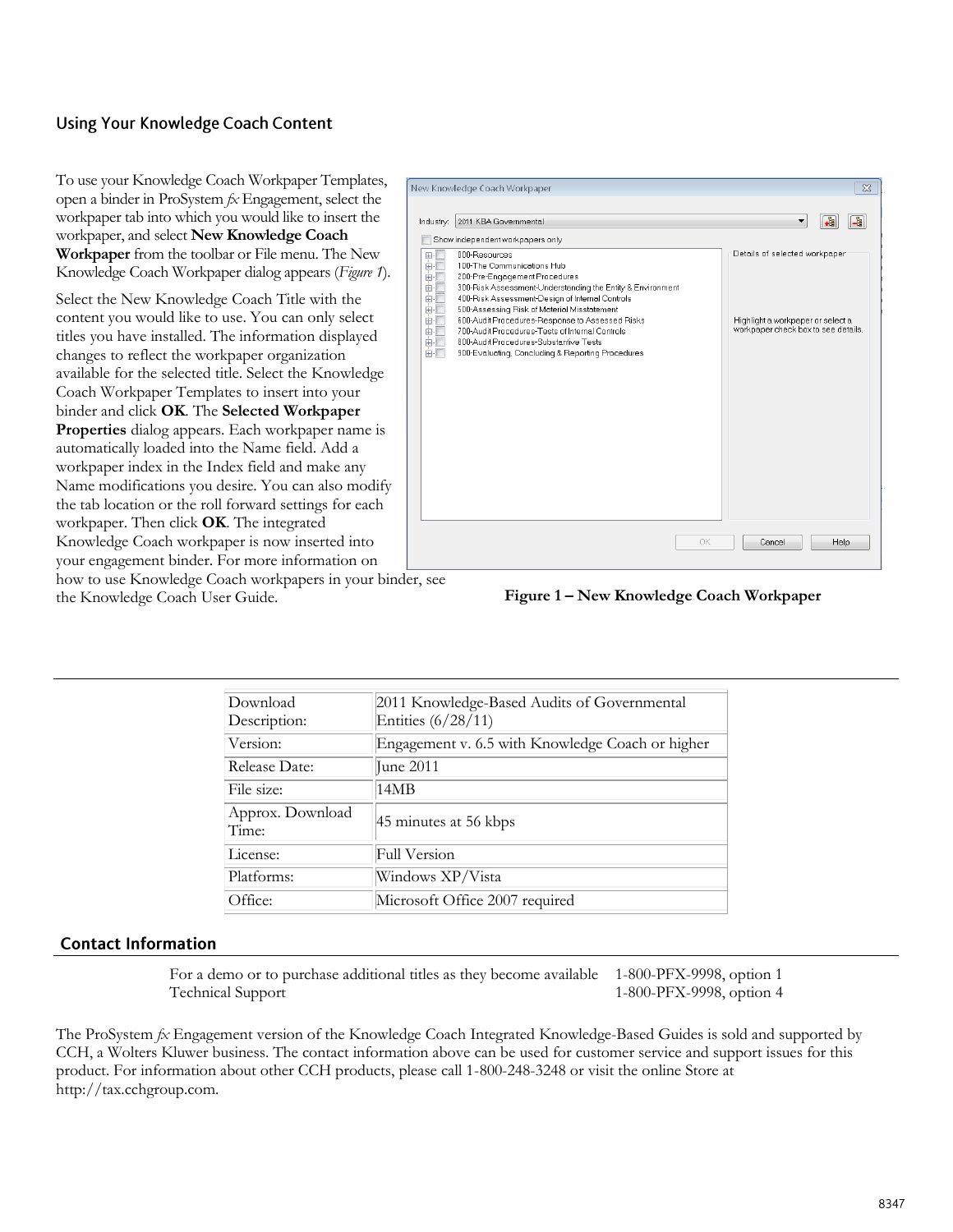## Using Your Knowledge Coach Content

To use your Knowledge Coach Workpaper Templates, open a binder in ProSystem *fx* Engagement, select the workpaper tab into which you would like to insert the workpaper, and select **New Knowledge Coach Workpaper** from the toolbar or File menu. The New Knowledge Coach Workpaper dialog appears (*Figure 1*).

Select the New Knowledge Coach Title with the content you would like to use. You can only select titles you have installed. The information displayed changes to reflect the workpaper organization available for the selected title. Select the Knowledge Coach Workpaper Templates to insert into your binder and click **OK**. The **Selected Workpaper Properties** dialog appears. Each workpaper name is automatically loaded into the Name field. Add a workpaper index in the Index field and make any Name modifications you desire. You can also modify the tab location or the roll forward settings for each workpaper. Then click **OK**. The integrated Knowledge Coach workpaper is now inserted into your engagement binder. For more information on how to use Knowledge Coach workpapers in your binder, see the Knowledge Coach User Guide.

New Knowledge Coach Workpaper

Industry: 2011 KBA Governmental

Show independent workpapers only

000-Resources
100-The Communications Hub
200-Pre-Engagement Procedures
300-Risk Assessment-Understanding the Entity & Environment
400-Risk Assessment-Design of Internal Controls
500-Assessing Risk of Material Misstatement
600-Audit Procedures-Response to Assessed Risks
700-Audit Procedures-Tests of Internal Controls
800-Audit Procedures-Substantive Tests
900-Evaluating, Concluding & Reporting Procedures

Details of selected workpaper

Highlight a workpaper or select a workpaper check box to see details.

OK Cancel Help

**Figure 1 – New Knowledge Coach Workpaper**

| | |
|---|---|
| Download Description: | 2011 Knowledge-Based Audits of Governmental Entities (6/28/11) |
| Version: | Engagement v. 6.5 with Knowledge Coach or higher |
| Release Date: | June 2011 |
| File size: | 14MB |
| Approx. Download Time: | 45 minutes at 56 kbps |
| License: | Full Version |
| Platforms: | Windows XP/Vista |
| Office: | Microsoft Office 2007 required |

## Contact Information

| | |
|---|---|
| For a demo or to purchase additional titles as they become available | 1-800-PFX-9998, option 1 |
| Technical Support | 1-800-PFX-9998, option 4 |

The ProSystem *fx* Engagement version of the Knowledge Coach Integrated Knowledge-Based Guides is sold and supported by CCH, a Wolters Kluwer business. The contact information above can be used for customer service and support issues for this product. For information about other CCH products, please call 1-800-248-3248 or visit the online Store at http://tax.cchgroup.com.

8347